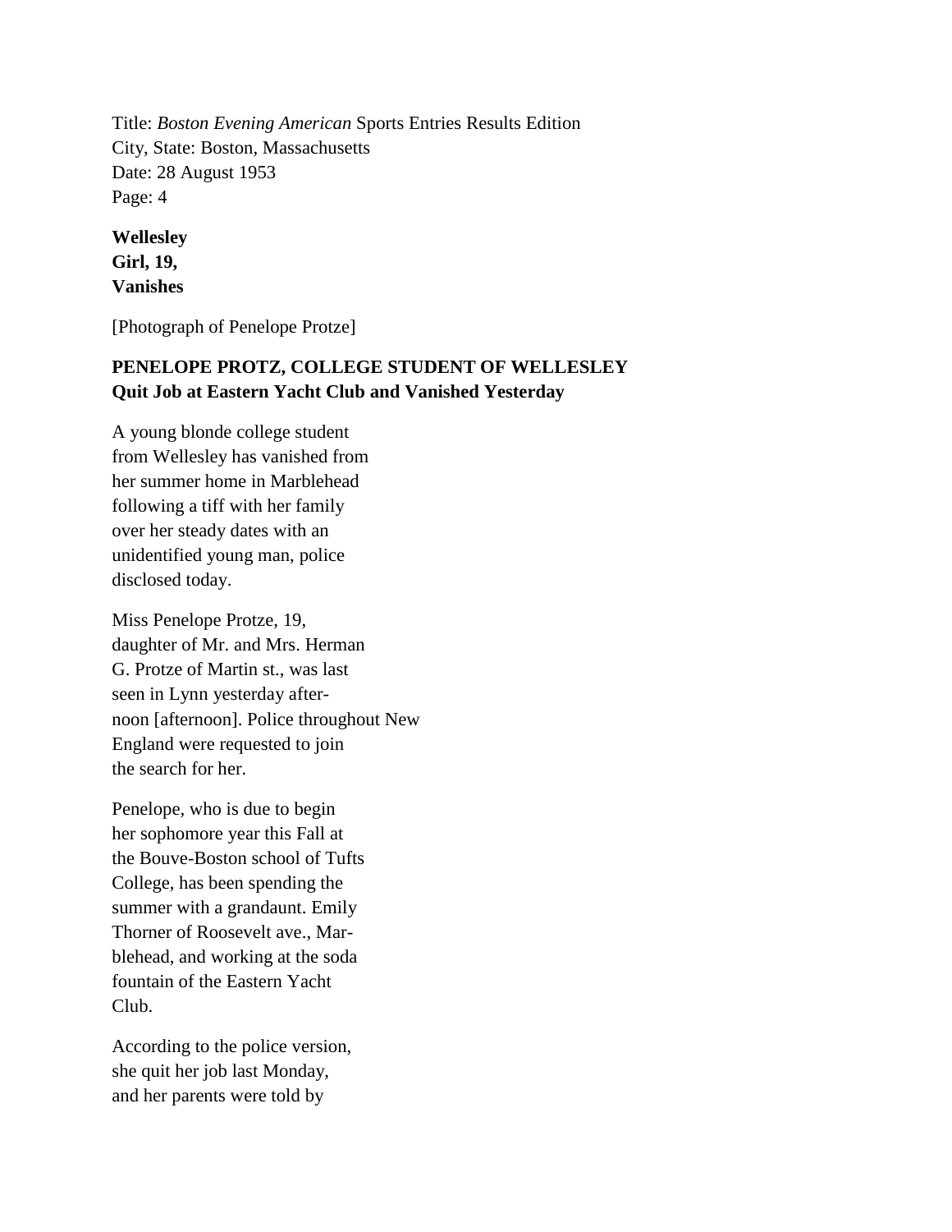Title: *Boston Evening American* Sports Entries Results Edition
City, State: Boston, Massachusetts
Date: 28 August 1953
Page: 4

**Wellesley Girl, 19, Vanishes**

[Photograph of Penelope Protze]

**PENELOPE PROTZ, COLLEGE STUDENT OF WELLESLEY**
**Quit Job at Eastern Yacht Club and Vanished Yesterday**

A young blonde college student from Wellesley has vanished from her summer home in Marblehead following a tiff with her family over her steady dates with an unidentified young man, police disclosed today.

Miss Penelope Protze, 19, daughter of Mr. and Mrs. Herman G. Protze of Martin st., was last seen in Lynn yesterday after-noon [afternoon]. Police throughout New England were requested to join the search for her.

Penelope, who is due to begin her sophomore year this Fall at the Bouve-Boston school of Tufts College, has been spending the summer with a grandaunt. Emily Thorner of Roosevelt ave., Mar-blehead, and working at the soda fountain of the Eastern Yacht Club.

According to the police version, she quit her job last Monday, and her parents were told by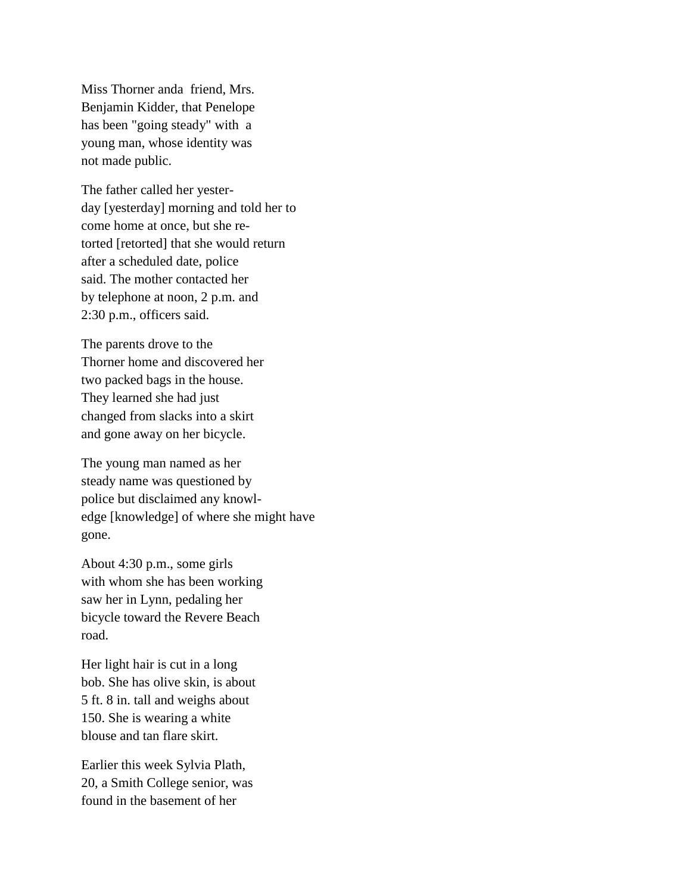Miss Thorner anda  friend, Mrs. Benjamin Kidder, that Penelope has been "going steady" with  a young man, whose identity was not made public.

The father called her yester-day [yesterday] morning and told her to come home at once, but she re-torted [retorted] that she would return after a scheduled date, police said. The mother contacted her by telephone at noon, 2 p.m. and 2:30 p.m., officers said.

The parents drove to the Thorner home and discovered her two packed bags in the house. They learned she had just changed from slacks into a skirt and gone away on her bicycle.

The young man named as her steady name was questioned by police but disclaimed any knowl-edge [knowledge] of where she might have gone.

About 4:30 p.m., some girls with whom she has been working saw her in Lynn, pedaling her bicycle toward the Revere Beach road.

Her light hair is cut in a long bob. She has olive skin, is about 5 ft. 8 in. tall and weighs about 150. She is wearing a white blouse and tan flare skirt.

Earlier this week Sylvia Plath, 20, a Smith College senior, was found in the basement of her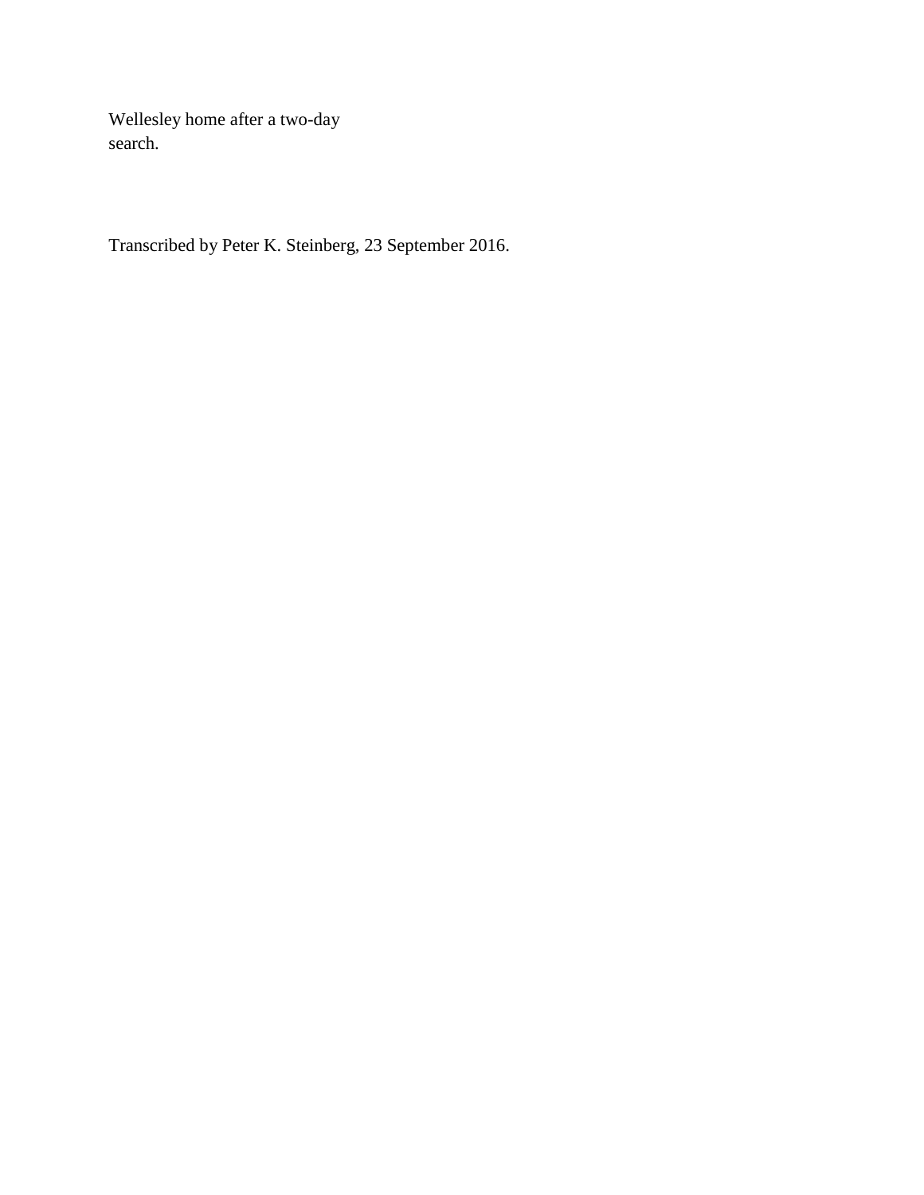Wellesley home after a two-day search.

Transcribed by Peter K. Steinberg, 23 September 2016.